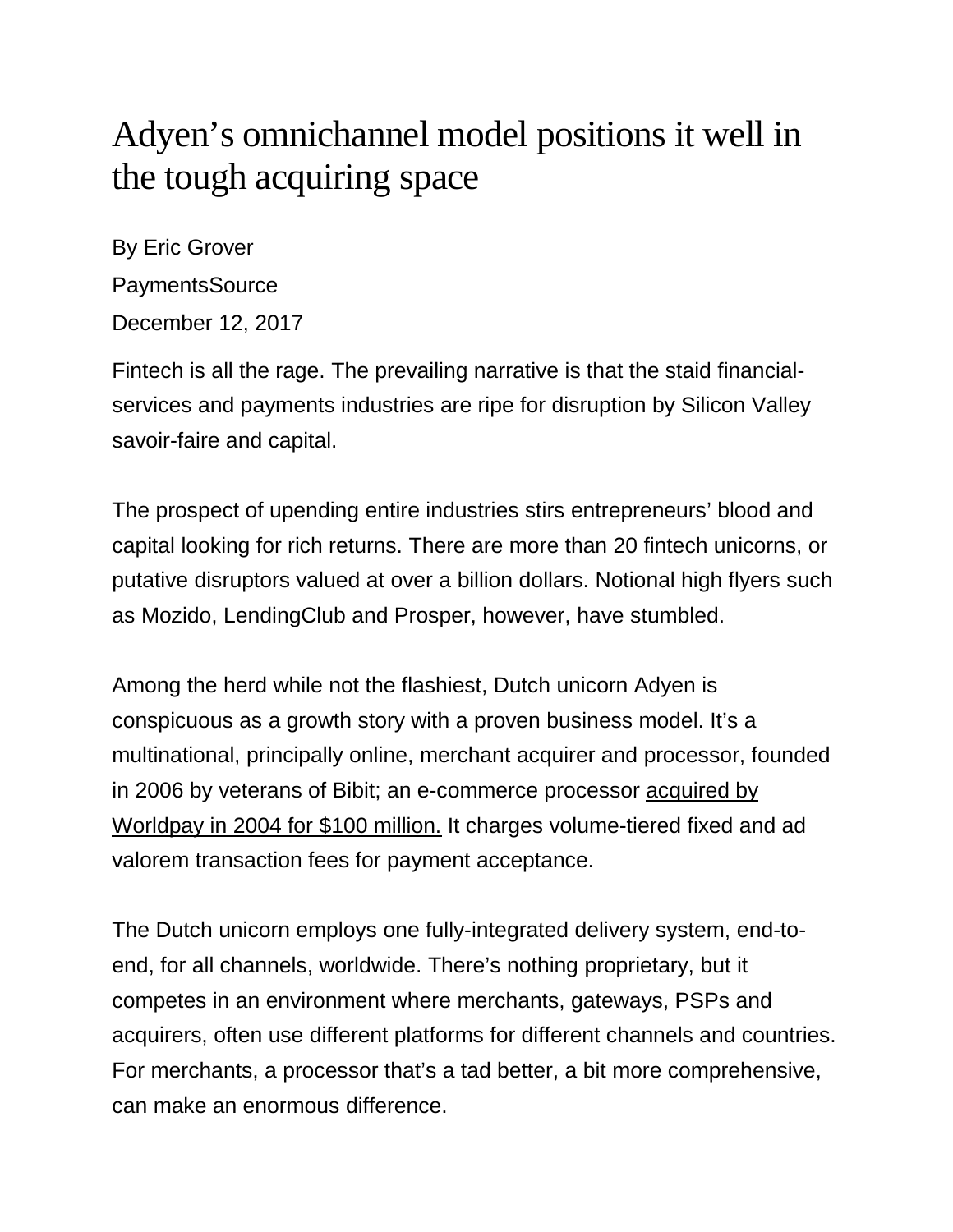# Adyen's omnichannel model positions it well in the tough acquiring space

By Eric Grover

PaymentsSource

December 12, 2017

Fintech is all the rage. The prevailing narrative is that the staid financial-services and payments industries are ripe for disruption by Silicon Valley savoir-faire and capital.

The prospect of upending entire industries stirs entrepreneurs' blood and capital looking for rich returns. There are more than 20 fintech unicorns, or putative disruptors valued at over a billion dollars. Notional high flyers such as Mozido, LendingClub and Prosper, however, have stumbled.

Among the herd while not the flashiest, Dutch unicorn Adyen is conspicuous as a growth story with a proven business model. It's a multinational, principally online, merchant acquirer and processor, founded in 2006 by veterans of Bibit; an e-commerce processor acquired by Worldpay in 2004 for $100 million. It charges volume-tiered fixed and ad valorem transaction fees for payment acceptance.

The Dutch unicorn employs one fully-integrated delivery system, end-to-end, for all channels, worldwide. There's nothing proprietary, but it competes in an environment where merchants, gateways, PSPs and acquirers, often use different platforms for different channels and countries. For merchants, a processor that's a tad better, a bit more comprehensive, can make an enormous difference.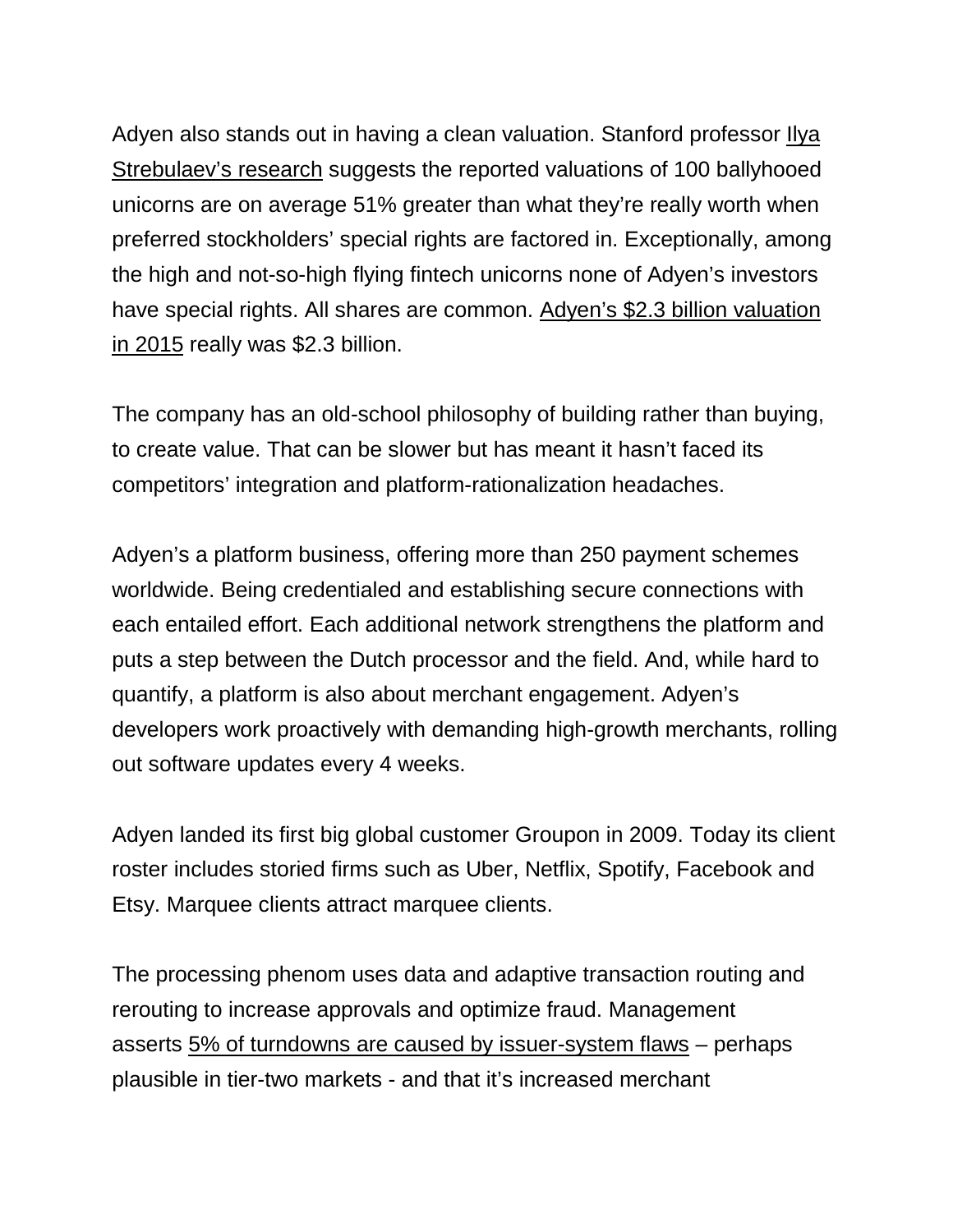Adyen also stands out in having a clean valuation. Stanford professor Ilya Strebulaev's research suggests the reported valuations of 100 ballyhooed unicorns are on average 51% greater than what they're really worth when preferred stockholders' special rights are factored in. Exceptionally, among the high and not-so-high flying fintech unicorns none of Adyen's investors have special rights. All shares are common. Adyen's $2.3 billion valuation in 2015 really was $2.3 billion.

The company has an old-school philosophy of building rather than buying, to create value. That can be slower but has meant it hasn't faced its competitors' integration and platform-rationalization headaches.

Adyen's a platform business, offering more than 250 payment schemes worldwide. Being credentialed and establishing secure connections with each entailed effort. Each additional network strengthens the platform and puts a step between the Dutch processor and the field. And, while hard to quantify, a platform is also about merchant engagement. Adyen's developers work proactively with demanding high-growth merchants, rolling out software updates every 4 weeks.

Adyen landed its first big global customer Groupon in 2009. Today its client roster includes storied firms such as Uber, Netflix, Spotify, Facebook and Etsy. Marquee clients attract marquee clients.

The processing phenom uses data and adaptive transaction routing and rerouting to increase approvals and optimize fraud. Management asserts 5% of turndowns are caused by issuer-system flaws – perhaps plausible in tier-two markets - and that it's increased merchant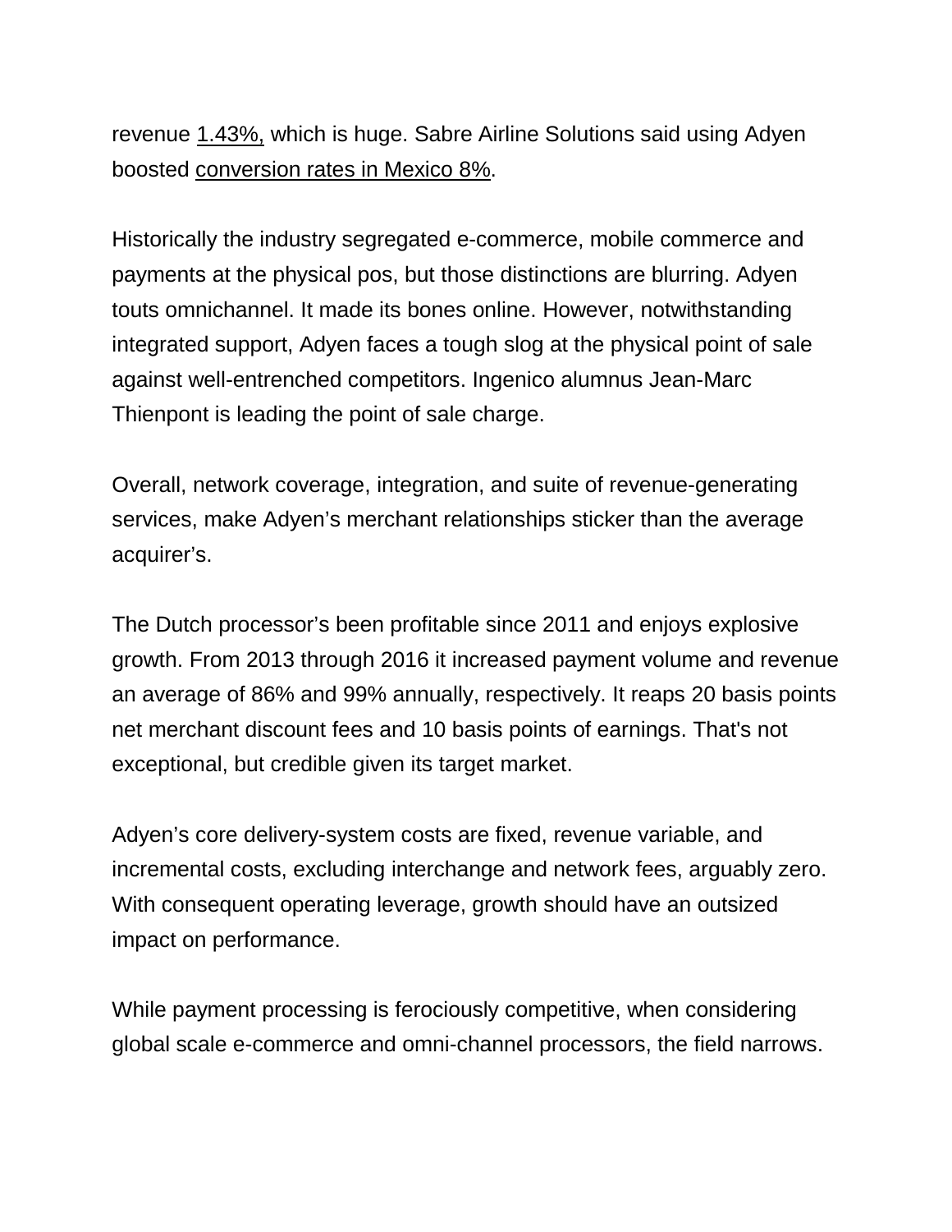revenue 1.43%, which is huge. Sabre Airline Solutions said using Adyen boosted conversion rates in Mexico 8%.

Historically the industry segregated e-commerce, mobile commerce and payments at the physical pos, but those distinctions are blurring. Adyen touts omnichannel. It made its bones online. However, notwithstanding integrated support, Adyen faces a tough slog at the physical point of sale against well-entrenched competitors. Ingenico alumnus Jean-Marc Thienpont is leading the point of sale charge.

Overall, network coverage, integration, and suite of revenue-generating services, make Adyen's merchant relationships sticker than the average acquirer's.

The Dutch processor's been profitable since 2011 and enjoys explosive growth. From 2013 through 2016 it increased payment volume and revenue an average of 86% and 99% annually, respectively. It reaps 20 basis points net merchant discount fees and 10 basis points of earnings. That's not exceptional, but credible given its target market.

Adyen's core delivery-system costs are fixed, revenue variable, and incremental costs, excluding interchange and network fees, arguably zero. With consequent operating leverage, growth should have an outsized impact on performance.

While payment processing is ferociously competitive, when considering global scale e-commerce and omni-channel processors, the field narrows.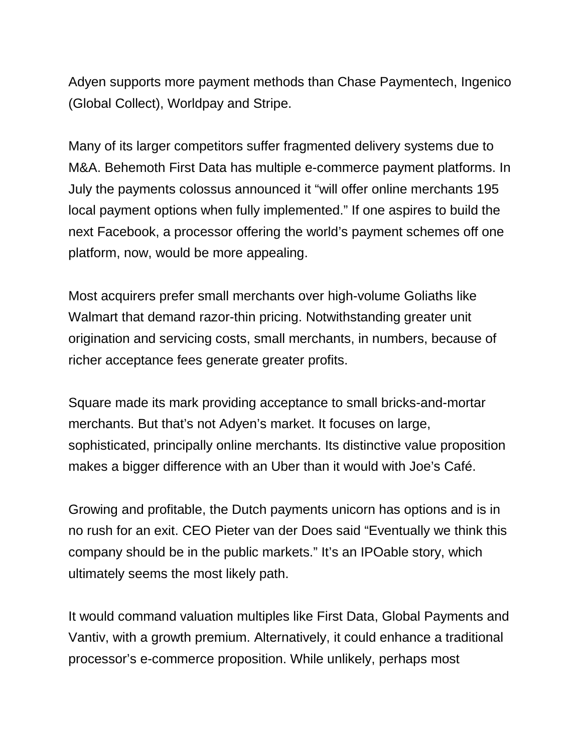Adyen supports more payment methods than Chase Paymentech, Ingenico (Global Collect), Worldpay and Stripe.

Many of its larger competitors suffer fragmented delivery systems due to M&A. Behemoth First Data has multiple e-commerce payment platforms. In July the payments colossus announced it "will offer online merchants 195 local payment options when fully implemented." If one aspires to build the next Facebook, a processor offering the world's payment schemes off one platform, now, would be more appealing.

Most acquirers prefer small merchants over high-volume Goliaths like Walmart that demand razor-thin pricing. Notwithstanding greater unit origination and servicing costs, small merchants, in numbers, because of richer acceptance fees generate greater profits.

Square made its mark providing acceptance to small bricks-and-mortar merchants. But that's not Adyen's market. It focuses on large, sophisticated, principally online merchants. Its distinctive value proposition makes a bigger difference with an Uber than it would with Joe's Café.

Growing and profitable, the Dutch payments unicorn has options and is in no rush for an exit. CEO Pieter van der Does said "Eventually we think this company should be in the public markets." It's an IPOable story, which ultimately seems the most likely path.

It would command valuation multiples like First Data, Global Payments and Vantiv, with a growth premium. Alternatively, it could enhance a traditional processor's e-commerce proposition. While unlikely, perhaps most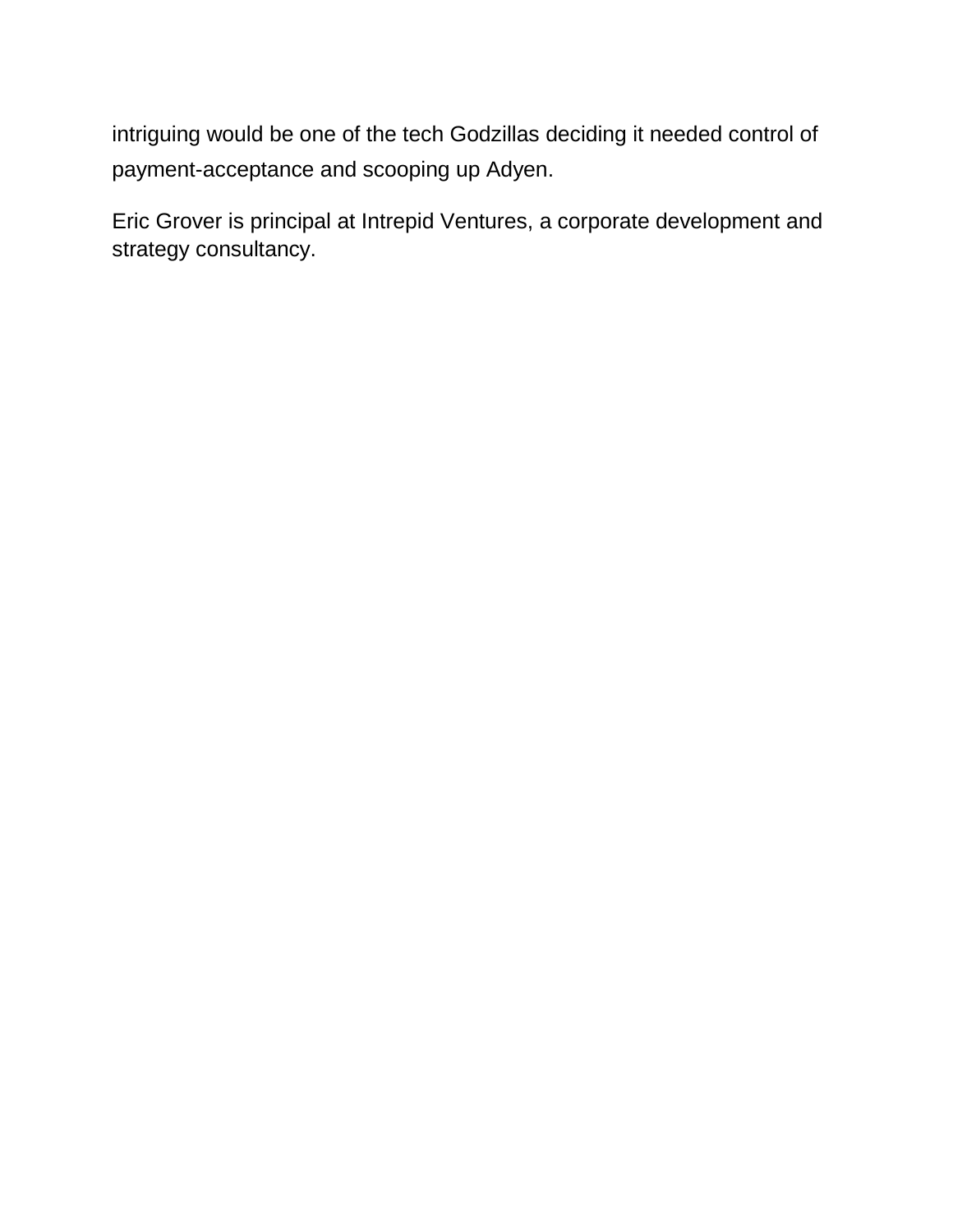intriguing would be one of the tech Godzillas deciding it needed control of payment-acceptance and scooping up Adyen.

Eric Grover is principal at Intrepid Ventures, a corporate development and strategy consultancy.